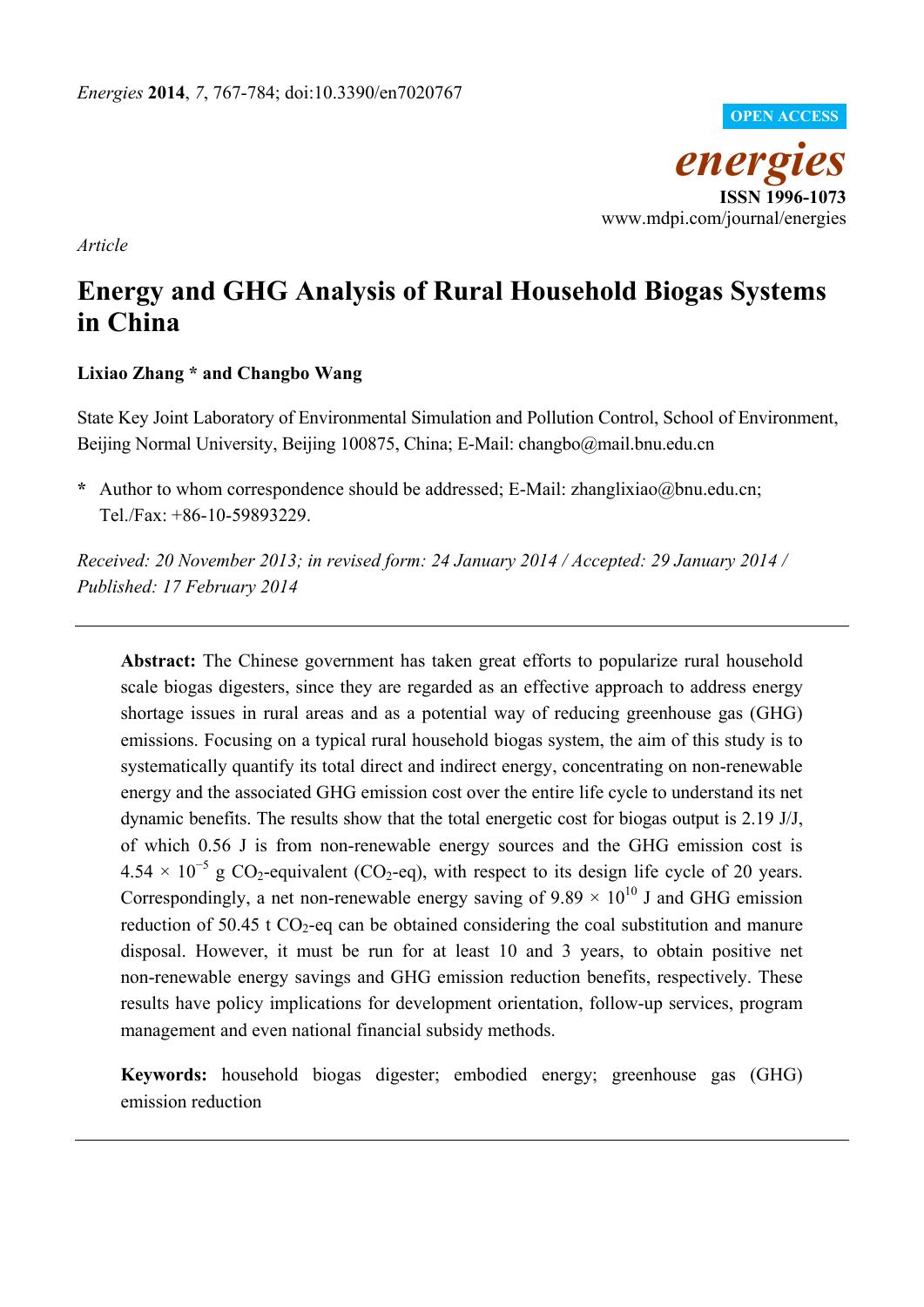*Article*

# Energy and GHG Analysis of Rural Household Biogas Systems in China

**Lixiao Zhang * and Changbo Wang**

State Key Joint Laboratory of Environmental Simulation and Pollution Control, School of Environment, Beijing Normal University, Beijing 100875, China; E-Mail: changbo@mail.bnu.edu.cn

**\*** Author to whom correspondence should be addressed; E-Mail: zhanglixiao@bnu.edu.cn; Tel./Fax: +86-10-59893229.

*Received: 20 November 2013; in revised form: 24 January 2014 / Accepted: 29 January 2014 / Published: 17 February 2014*

---

**Abstract:** The Chinese government has taken great efforts to popularize rural household scale biogas digesters, since they are regarded as an effective approach to address energy shortage issues in rural areas and as a potential way of reducing greenhouse gas (GHG) emissions. Focusing on a typical rural household biogas system, the aim of this study is to systematically quantify its total direct and indirect energy, concentrating on non-renewable energy and the associated GHG emission cost over the entire life cycle to understand its net dynamic benefits. The results show that the total energetic cost for biogas output is 2.19 J/J, of which 0.56 J is from non-renewable energy sources and the GHG emission cost is $4.54 \times 10^{-5}$ g $CO_2$-equivalent ($CO_2$-eq), with respect to its design life cycle of 20 years. Correspondingly, a net non-renewable energy saving of $9.89 \times 10^{10}$ J and GHG emission reduction of 50.45 t $CO_2$-eq can be obtained considering the coal substitution and manure disposal. However, it must be run for at least 10 and 3 years, to obtain positive net non-renewable energy savings and GHG emission reduction benefits, respectively. These results have policy implications for development orientation, follow-up services, program management and even national financial subsidy methods.

**Keywords:** household biogas digester; embodied energy; greenhouse gas (GHG) emission reduction

---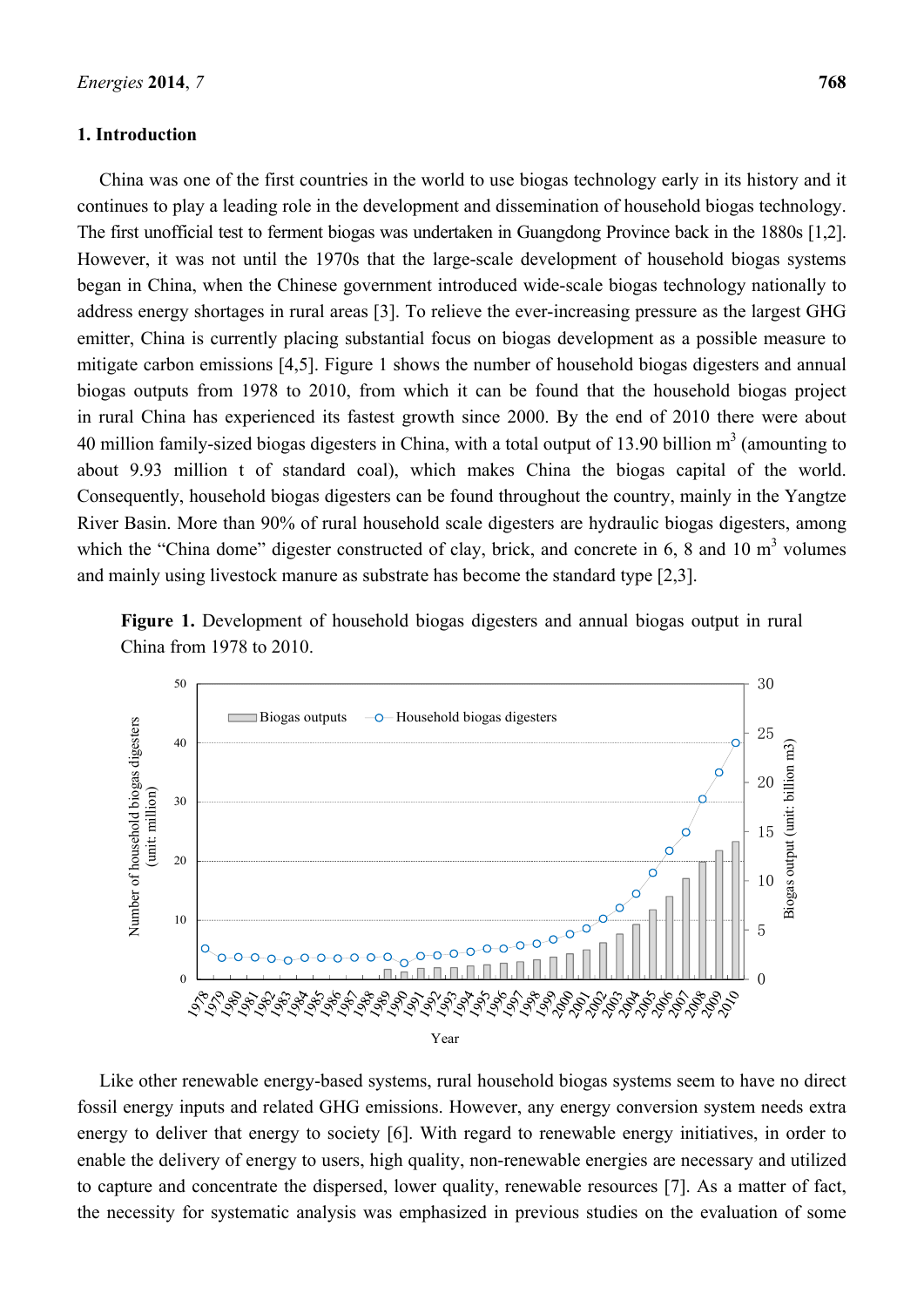## 1. Introduction

China was one of the first countries in the world to use biogas technology early in its history and it continues to play a leading role in the development and dissemination of household biogas technology. The first unofficial test to ferment biogas was undertaken in Guangdong Province back in the 1880s [1,2]. However, it was not until the 1970s that the large-scale development of household biogas systems began in China, when the Chinese government introduced wide-scale biogas technology nationally to address energy shortages in rural areas [3]. To relieve the ever-increasing pressure as the largest GHG emitter, China is currently placing substantial focus on biogas development as a possible measure to mitigate carbon emissions [4,5]. Figure 1 shows the number of household biogas digesters and annual biogas outputs from 1978 to 2010, from which it can be found that the household biogas project in rural China has experienced its fastest growth since 2000. By the end of 2010 there were about 40 million family-sized biogas digesters in China, with a total output of 13.90 billion $m^3$ (amounting to about 9.93 million t of standard coal), which makes China the biogas capital of the world. Consequently, household biogas digesters can be found throughout the country, mainly in the Yangtze River Basin. More than 90% of rural household scale digesters are hydraulic biogas digesters, among which the "China dome" digester constructed of clay, brick, and concrete in 6, 8 and 10 $m^3$ volumes and mainly using livestock manure as substrate has become the standard type [2,3].

**Figure 1.** Development of household biogas digesters and annual biogas output in rural China from 1978 to 2010.

Like other renewable energy-based systems, rural household biogas systems seem to have no direct fossil energy inputs and related GHG emissions. However, any energy conversion system needs extra energy to deliver that energy to society [6]. With regard to renewable energy initiatives, in order to enable the delivery of energy to users, high quality, non-renewable energies are necessary and utilized to capture and concentrate the dispersed, lower quality, renewable resources [7]. As a matter of fact, the necessity for systematic analysis was emphasized in previous studies on the evaluation of some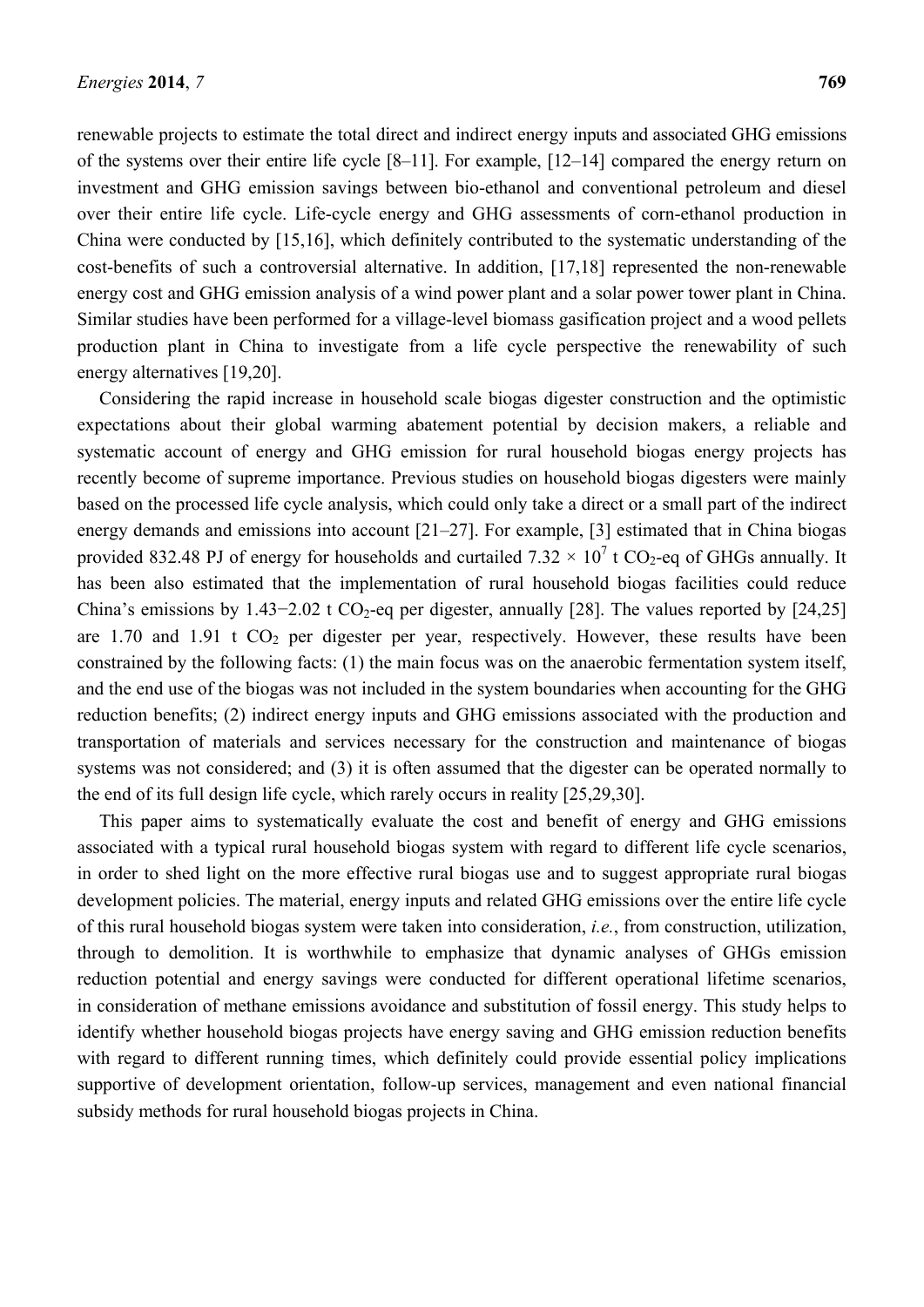renewable projects to estimate the total direct and indirect energy inputs and associated GHG emissions of the systems over their entire life cycle [8–11]. For example, [12–14] compared the energy return on investment and GHG emission savings between bio-ethanol and conventional petroleum and diesel over their entire life cycle. Life-cycle energy and GHG assessments of corn-ethanol production in China were conducted by [15,16], which definitely contributed to the systematic understanding of the cost-benefits of such a controversial alternative. In addition, [17,18] represented the non-renewable energy cost and GHG emission analysis of a wind power plant and a solar power tower plant in China. Similar studies have been performed for a village-level biomass gasification project and a wood pellets production plant in China to investigate from a life cycle perspective the renewability of such energy alternatives [19,20].

Considering the rapid increase in household scale biogas digester construction and the optimistic expectations about their global warming abatement potential by decision makers, a reliable and systematic account of energy and GHG emission for rural household biogas energy projects has recently become of supreme importance. Previous studies on household biogas digesters were mainly based on the processed life cycle analysis, which could only take a direct or a small part of the indirect energy demands and emissions into account [21–27]. For example, [3] estimated that in China biogas provided 832.48 PJ of energy for households and curtailed $7.32 \times 10^7$ t $CO_2$-eq of GHGs annually. It has been also estimated that the implementation of rural household biogas facilities could reduce China's emissions by 1.43−2.02 t $CO_2$-eq per digester, annually [28]. The values reported by [24,25] are 1.70 and 1.91 t $CO_2$ per digester per year, respectively. However, these results have been constrained by the following facts: (1) the main focus was on the anaerobic fermentation system itself, and the end use of the biogas was not included in the system boundaries when accounting for the GHG reduction benefits; (2) indirect energy inputs and GHG emissions associated with the production and transportation of materials and services necessary for the construction and maintenance of biogas systems was not considered; and (3) it is often assumed that the digester can be operated normally to the end of its full design life cycle, which rarely occurs in reality [25,29,30].

This paper aims to systematically evaluate the cost and benefit of energy and GHG emissions associated with a typical rural household biogas system with regard to different life cycle scenarios, in order to shed light on the more effective rural biogas use and to suggest appropriate rural biogas development policies. The material, energy inputs and related GHG emissions over the entire life cycle of this rural household biogas system were taken into consideration, *i.e.*, from construction, utilization, through to demolition. It is worthwhile to emphasize that dynamic analyses of GHGs emission reduction potential and energy savings were conducted for different operational lifetime scenarios, in consideration of methane emissions avoidance and substitution of fossil energy. This study helps to identify whether household biogas projects have energy saving and GHG emission reduction benefits with regard to different running times, which definitely could provide essential policy implications supportive of development orientation, follow-up services, management and even national financial subsidy methods for rural household biogas projects in China.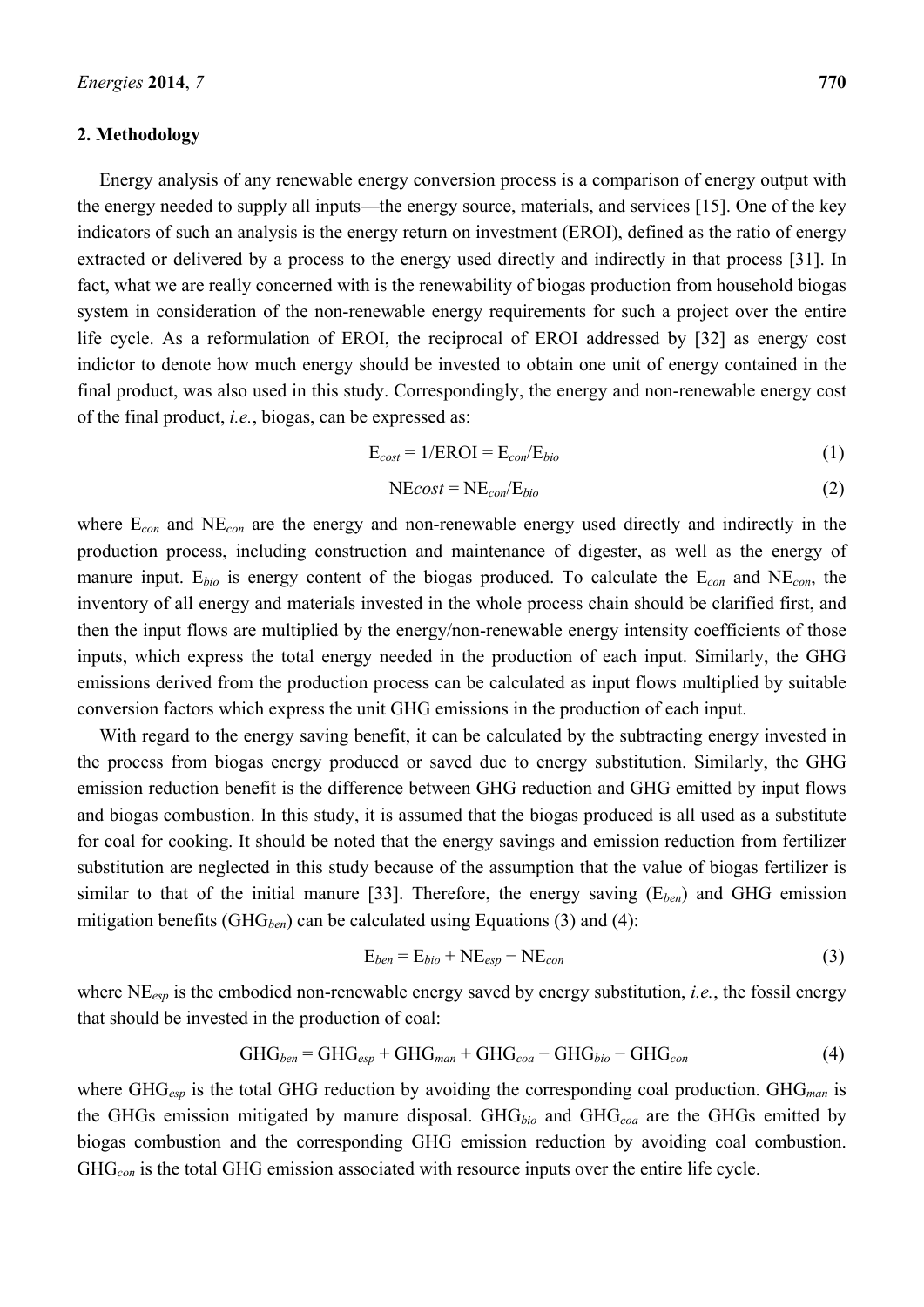## 2. Methodology

Energy analysis of any renewable energy conversion process is a comparison of energy output with the energy needed to supply all inputs—the energy source, materials, and services [15]. One of the key indicators of such an analysis is the energy return on investment (EROI), defined as the ratio of energy extracted or delivered by a process to the energy used directly and indirectly in that process [31]. In fact, what we are really concerned with is the renewability of biogas production from household biogas system in consideration of the non-renewable energy requirements for such a project over the entire life cycle. As a reformulation of EROI, the reciprocal of EROI addressed by [32] as energy cost indictor to denote how much energy should be invested to obtain one unit of energy contained in the final product, was also used in this study. Correspondingly, the energy and non-renewable energy cost of the final product, *i.e.*, biogas, can be expressed as:

$$E_{cost} = 1/\text{EROI} = E_{con}/E_{bio} \tag{1}$$

$$NE_{cost} = NE_{con}/E_{bio} \tag{2}$$

where $E_{con}$ and $NE_{con}$ are the energy and non-renewable energy used directly and indirectly in the production process, including construction and maintenance of digester, as well as the energy of manure input. $E_{bio}$ is energy content of the biogas produced. To calculate the $E_{con}$ and $NE_{con}$, the inventory of all energy and materials invested in the whole process chain should be clarified first, and then the input flows are multiplied by the energy/non-renewable energy intensity coefficients of those inputs, which express the total energy needed in the production of each input. Similarly, the GHG emissions derived from the production process can be calculated as input flows multiplied by suitable conversion factors which express the unit GHG emissions in the production of each input.

With regard to the energy saving benefit, it can be calculated by the subtracting energy invested in the process from biogas energy produced or saved due to energy substitution. Similarly, the GHG emission reduction benefit is the difference between GHG reduction and GHG emitted by input flows and biogas combustion. In this study, it is assumed that the biogas produced is all used as a substitute for coal for cooking. It should be noted that the energy savings and emission reduction from fertilizer substitution are neglected in this study because of the assumption that the value of biogas fertilizer is similar to that of the initial manure [33]. Therefore, the energy saving ($E_{ben}$) and GHG emission mitigation benefits ($GHG_{ben}$) can be calculated using Equations (3) and (4):

$$E_{ben} = E_{bio} + NE_{esp} - NE_{con} \tag{3}$$

where $NE_{esp}$ is the embodied non-renewable energy saved by energy substitution, *i.e.*, the fossil energy that should be invested in the production of coal:

$$GHG_{ben} = GHG_{esp} + GHG_{man} + GHG_{coa} - GHG_{bio} - GHG_{con} \tag{4}$$

where $GHG_{esp}$ is the total GHG reduction by avoiding the corresponding coal production. $GHG_{man}$ is the GHGs emission mitigated by manure disposal. $GHG_{bio}$ and $GHG_{coa}$ are the GHGs emitted by biogas combustion and the corresponding GHG emission reduction by avoiding coal combustion. $GHG_{con}$ is the total GHG emission associated with resource inputs over the entire life cycle.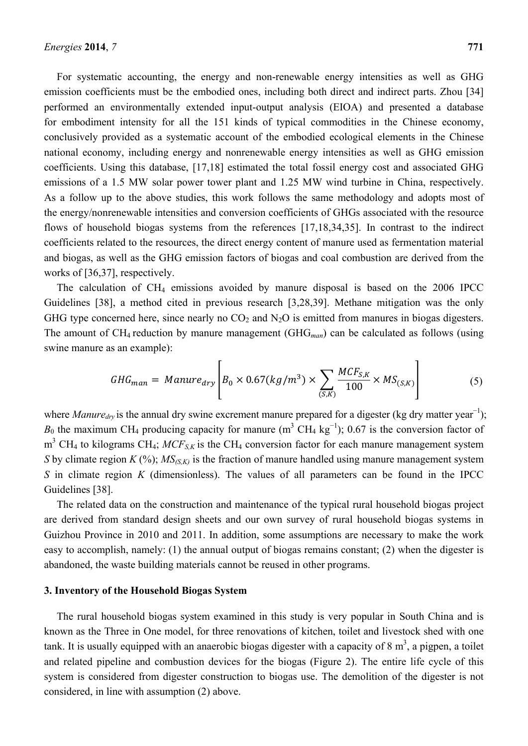For systematic accounting, the energy and non-renewable energy intensities as well as GHG emission coefficients must be the embodied ones, including both direct and indirect parts. Zhou [34] performed an environmentally extended input-output analysis (EIOA) and presented a database for embodiment intensity for all the 151 kinds of typical commodities in the Chinese economy, conclusively provided as a systematic account of the embodied ecological elements in the Chinese national economy, including energy and nonrenewable energy intensities as well as GHG emission coefficients. Using this database, [17,18] estimated the total fossil energy cost and associated GHG emissions of a 1.5 MW solar power tower plant and 1.25 MW wind turbine in China, respectively. As a follow up to the above studies, this work follows the same methodology and adopts most of the energy/nonrenewable intensities and conversion coefficients of GHGs associated with the resource flows of household biogas systems from the references [17,18,34,35]. In contrast to the indirect coefficients related to the resources, the direct energy content of manure used as fermentation material and biogas, as well as the GHG emission factors of biogas and coal combustion are derived from the works of [36,37], respectively.

The calculation of $CH_4$ emissions avoided by manure disposal is based on the 2006 IPCC Guidelines [38], a method cited in previous research [3,28,39]. Methane mitigation was the only GHG type concerned here, since nearly no $CO_2$ and $N_2O$ is emitted from manures in biogas digesters. The amount of $CH_4$ reduction by manure management ($GHG_{man}$) can be calculated as follows (using swine manure as an example):

$$GHG_{man} = Manure_{dry}\left[B_0 \times 0.67(kg/m^3) \times \sum_{(S,K)} \frac{MCF_{S,K}}{100} \times MS_{(S,K)}\right] \tag{5}$$

where $Manure_{dry}$ is the annual dry swine excrement manure prepared for a digester (kg dry matter year$^{-1}$); $B_0$ the maximum $CH_4$ producing capacity for manure ($m^3$ $CH_4$ $kg^{-1}$); 0.67 is the conversion factor of $m^3$ $CH_4$ to kilograms $CH_4$; $MCF_{S,K}$ is the $CH_4$ conversion factor for each manure management system $S$ by climate region $K$ (%); $MS_{(S,K)}$ is the fraction of manure handled using manure management system $S$ in climate region $K$ (dimensionless). The values of all parameters can be found in the IPCC Guidelines [38].

The related data on the construction and maintenance of the typical rural household biogas project are derived from standard design sheets and our own survey of rural household biogas systems in Guizhou Province in 2010 and 2011. In addition, some assumptions are necessary to make the work easy to accomplish, namely: (1) the annual output of biogas remains constant; (2) when the digester is abandoned, the waste building materials cannot be reused in other programs.

## 3. Inventory of the Household Biogas System

The rural household biogas system examined in this study is very popular in South China and is known as the Three in One model, for three renovations of kitchen, toilet and livestock shed with one tank. It is usually equipped with an anaerobic biogas digester with a capacity of 8 $m^3$, a pigpen, a toilet and related pipeline and combustion devices for the biogas (Figure 2). The entire life cycle of this system is considered from digester construction to biogas use. The demolition of the digester is not considered, in line with assumption (2) above.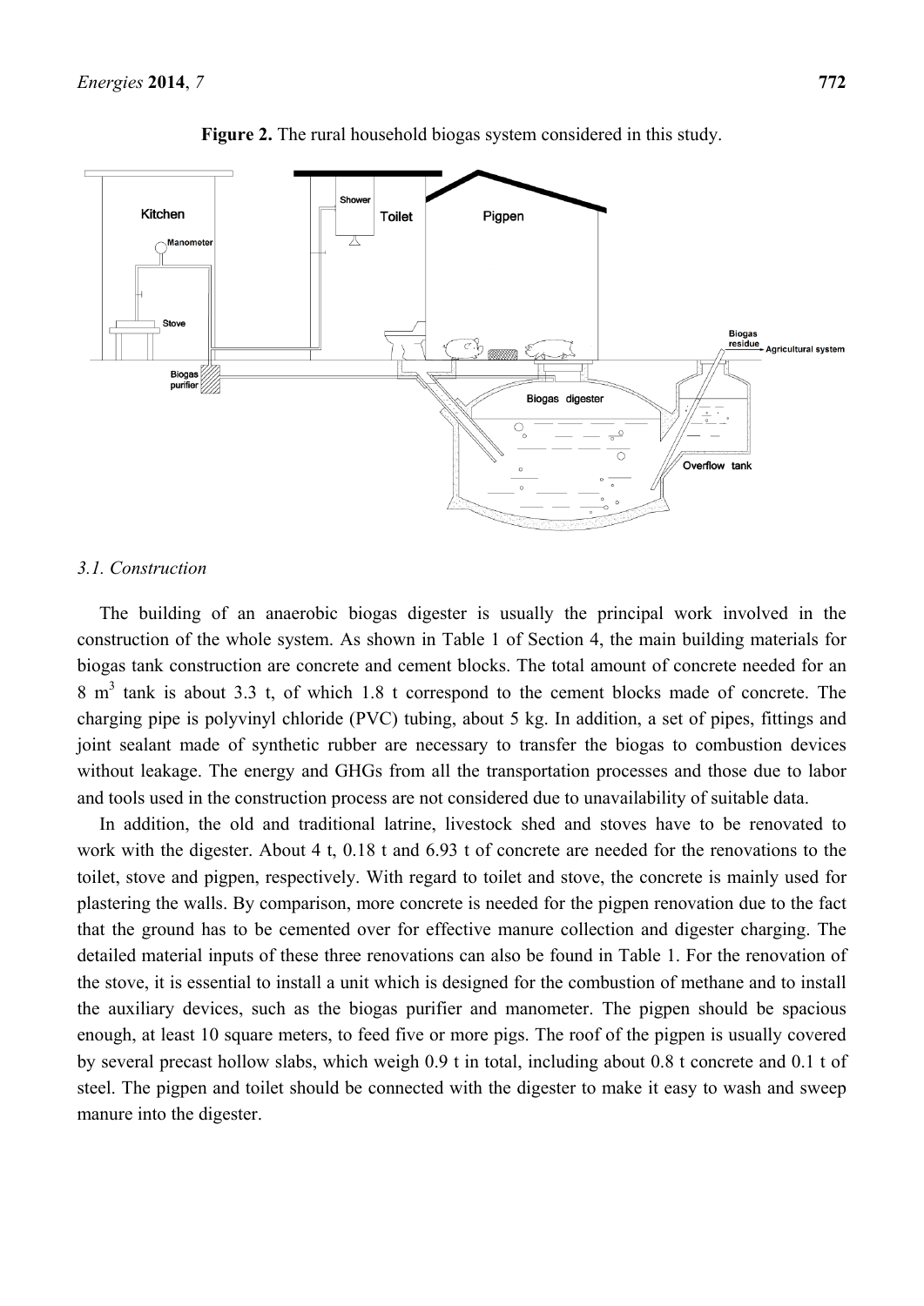**Figure 2.** The rural household biogas system considered in this study.

### 3.1. Construction

The building of an anaerobic biogas digester is usually the principal work involved in the construction of the whole system. As shown in Table 1 of Section 4, the main building materials for biogas tank construction are concrete and cement blocks. The total amount of concrete needed for an 8 $m^3$ tank is about 3.3 t, of which 1.8 t correspond to the cement blocks made of concrete. The charging pipe is polyvinyl chloride (PVC) tubing, about 5 kg. In addition, a set of pipes, fittings and joint sealant made of synthetic rubber are necessary to transfer the biogas to combustion devices without leakage. The energy and GHGs from all the transportation processes and those due to labor and tools used in the construction process are not considered due to unavailability of suitable data.

In addition, the old and traditional latrine, livestock shed and stoves have to be renovated to work with the digester. About 4 t, 0.18 t and 6.93 t of concrete are needed for the renovations to the toilet, stove and pigpen, respectively. With regard to toilet and stove, the concrete is mainly used for plastering the walls. By comparison, more concrete is needed for the pigpen renovation due to the fact that the ground has to be cemented over for effective manure collection and digester charging. The detailed material inputs of these three renovations can also be found in Table 1. For the renovation of the stove, it is essential to install a unit which is designed for the combustion of methane and to install the auxiliary devices, such as the biogas purifier and manometer. The pigpen should be spacious enough, at least 10 square meters, to feed five or more pigs. The roof of the pigpen is usually covered by several precast hollow slabs, which weigh 0.9 t in total, including about 0.8 t concrete and 0.1 t of steel. The pigpen and toilet should be connected with the digester to make it easy to wash and sweep manure into the digester.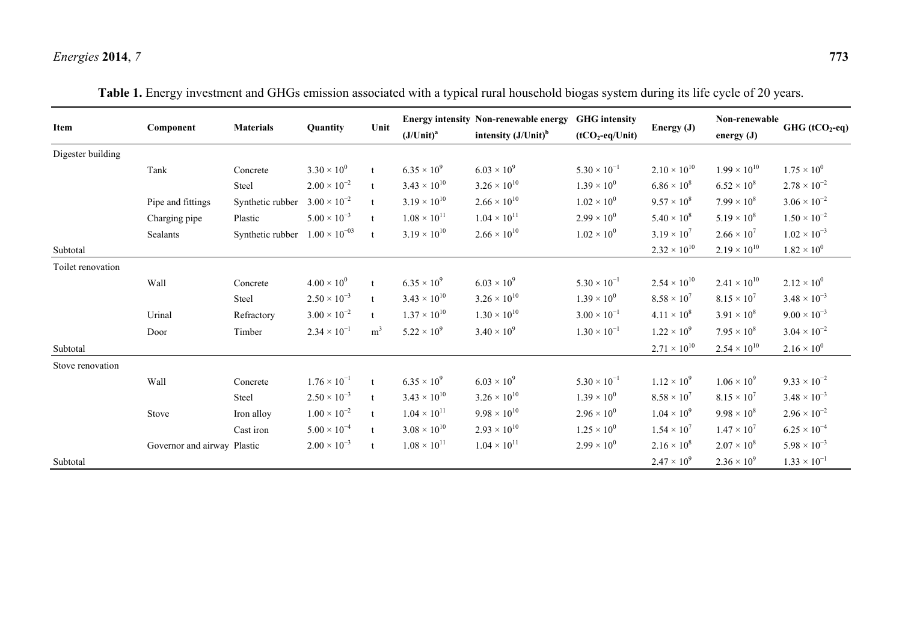**Table 1.** Energy investment and GHGs emission associated with a typical rural household biogas system during its life cycle of 20 years.

| Item | Component | Materials | Quantity | Unit | Energy intensity (J/Unit)[a] | Non-renewable energy intensity (J/Unit)[b] | GHG intensity ($tCO_2$-eq/Unit) | Energy (J) | Non-renewable energy (J) | GHG ($tCO_2$-eq) |
|---|---|---|---|---|---|---|---|---|---|---|
| Digester building | | | | | | | | | | |
| | Tank | Concrete | $3.30 \times 10^{0}$ | t | $6.35 \times 10^{9}$ | $6.03 \times 10^{9}$ | $5.30 \times 10^{-1}$ | $2.10 \times 10^{10}$ | $1.99 \times 10^{10}$ | $1.75 \times 10^{0}$ |
| | | Steel | $2.00 \times 10^{-2}$ | t | $3.43 \times 10^{10}$ | $3.26 \times 10^{10}$ | $1.39 \times 10^{0}$ | $6.86 \times 10^{8}$ | $6.52 \times 10^{8}$ | $2.78 \times 10^{-2}$ |
| | Pipe and fittings | Synthetic rubber | $3.00 \times 10^{-2}$ | t | $3.19 \times 10^{10}$ | $2.66 \times 10^{10}$ | $1.02 \times 10^{0}$ | $9.57 \times 10^{8}$ | $7.99 \times 10^{8}$ | $3.06 \times 10^{-2}$ |
| | Charging pipe | Plastic | $5.00 \times 10^{-3}$ | t | $1.08 \times 10^{11}$ | $1.04 \times 10^{11}$ | $2.99 \times 10^{0}$ | $5.40 \times 10^{8}$ | $5.19 \times 10^{8}$ | $1.50 \times 10^{-2}$ |
| | Sealants | Synthetic rubber | $1.00 \times 10^{-03}$ | t | $3.19 \times 10^{10}$ | $2.66 \times 10^{10}$ | $1.02 \times 10^{0}$ | $3.19 \times 10^{7}$ | $2.66 \times 10^{7}$ | $1.02 \times 10^{-3}$ |
| Subtotal | | | | | | | | $2.32 \times 10^{10}$ | $2.19 \times 10^{10}$ | $1.82 \times 10^{0}$ |
| Toilet renovation | | | | | | | | | | |
| | Wall | Concrete | $4.00 \times 10^{0}$ | t | $6.35 \times 10^{9}$ | $6.03 \times 10^{9}$ | $5.30 \times 10^{-1}$ | $2.54 \times 10^{10}$ | $2.41 \times 10^{10}$ | $2.12 \times 10^{0}$ |
| | | Steel | $2.50 \times 10^{-3}$ | t | $3.43 \times 10^{10}$ | $3.26 \times 10^{10}$ | $1.39 \times 10^{0}$ | $8.58 \times 10^{7}$ | $8.15 \times 10^{7}$ | $3.48 \times 10^{-3}$ |
| | Urinal | Refractory | $3.00 \times 10^{-2}$ | t | $1.37 \times 10^{10}$ | $1.30 \times 10^{10}$ | $3.00 \times 10^{-1}$ | $4.11 \times 10^{8}$ | $3.91 \times 10^{8}$ | $9.00 \times 10^{-3}$ |
| | Door | Timber | $2.34 \times 10^{-1}$ | $m^3$ | $5.22 \times 10^{9}$ | $3.40 \times 10^{9}$ | $1.30 \times 10^{-1}$ | $1.22 \times 10^{9}$ | $7.95 \times 10^{8}$ | $3.04 \times 10^{-2}$ |
| Subtotal | | | | | | | | $2.71 \times 10^{10}$ | $2.54 \times 10^{10}$ | $2.16 \times 10^{0}$ |
| Stove renovation | | | | | | | | | | |
| | Wall | Concrete | $1.76 \times 10^{-1}$ | t | $6.35 \times 10^{9}$ | $6.03 \times 10^{9}$ | $5.30 \times 10^{-1}$ | $1.12 \times 10^{9}$ | $1.06 \times 10^{9}$ | $9.33 \times 10^{-2}$ |
| | | Steel | $2.50 \times 10^{-3}$ | t | $3.43 \times 10^{10}$ | $3.26 \times 10^{10}$ | $1.39 \times 10^{0}$ | $8.58 \times 10^{7}$ | $8.15 \times 10^{7}$ | $3.48 \times 10^{-3}$ |
| | Stove | Iron alloy | $1.00 \times 10^{-2}$ | t | $1.04 \times 10^{11}$ | $9.98 \times 10^{10}$ | $2.96 \times 10^{0}$ | $1.04 \times 10^{9}$ | $9.98 \times 10^{8}$ | $2.96 \times 10^{-2}$ |
| | | Cast iron | $5.00 \times 10^{-4}$ | t | $3.08 \times 10^{10}$ | $2.93 \times 10^{10}$ | $1.25 \times 10^{0}$ | $1.54 \times 10^{7}$ | $1.47 \times 10^{7}$ | $6.25 \times 10^{-4}$ |
| | Governor and airway | Plastic | $2.00 \times 10^{-3}$ | t | $1.08 \times 10^{11}$ | $1.04 \times 10^{11}$ | $2.99 \times 10^{0}$ | $2.16 \times 10^{8}$ | $2.07 \times 10^{8}$ | $5.98 \times 10^{-3}$ |
| Subtotal | | | | | | | | $2.47 \times 10^{9}$ | $2.36 \times 10^{9}$ | $1.33 \times 10^{-1}$ |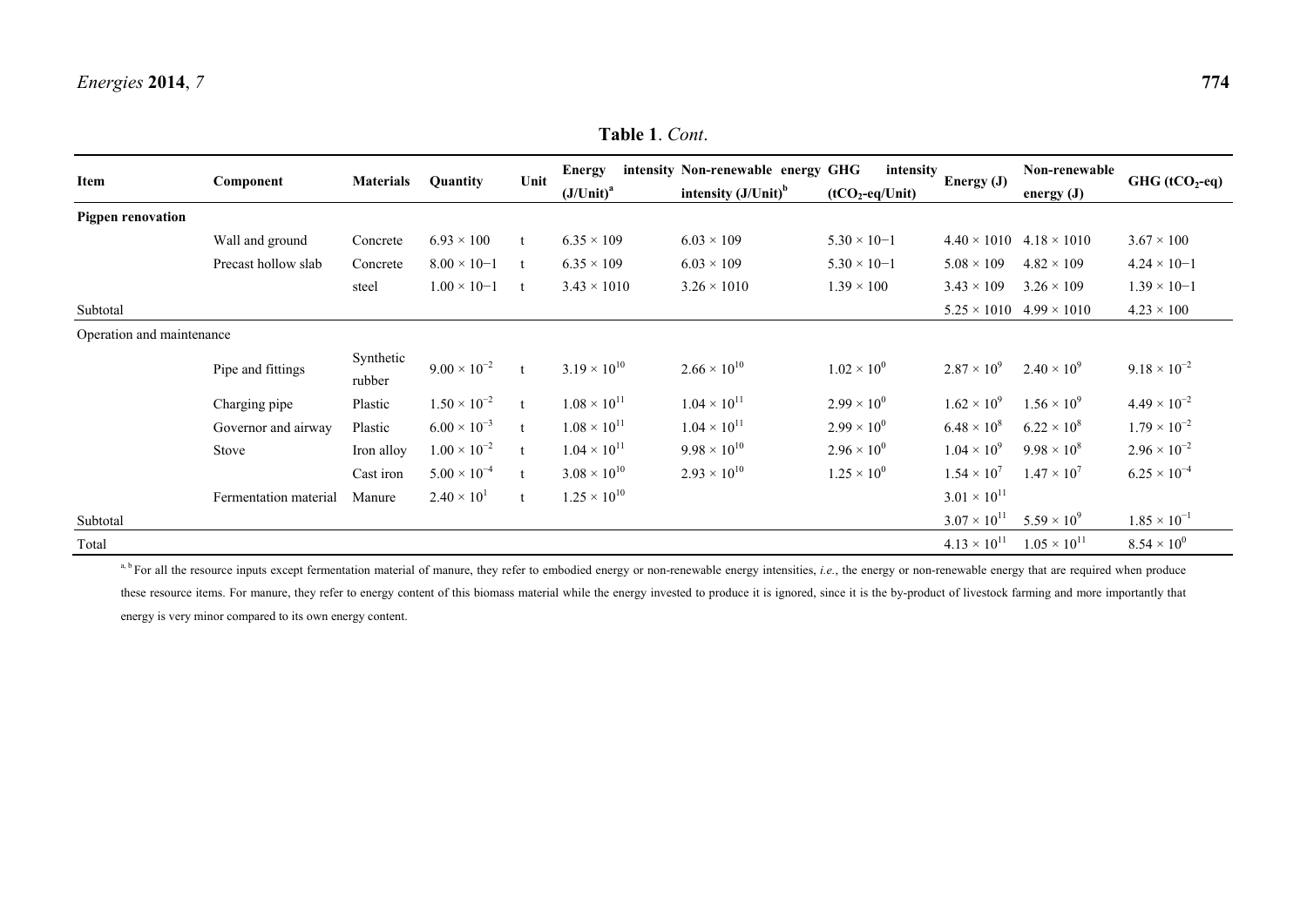**Table 1**. *Cont*.

| Item | Component | Materials | Quantity | Unit | Energy intensity (J/Unit)[a] | Non-renewable energy intensity (J/Unit)[b] | GHG intensity ($tCO_2$-eq/Unit) | Energy (J) | Non-renewable energy (J) | GHG ($tCO_2$-eq) |
|---|---|---|---|---|---|---|---|---|---|---|
| **Pigpen renovation** | | | | | | | | | | |
| | Wall and ground | Concrete | $6.93 \times 10^{0}$ | t | $6.35 \times 10^{9}$ | $6.03 \times 10^{9}$ | $5.30 \times 10^{-1}$ | $4.40 \times 10^{10}$ | $4.18 \times 10^{10}$ | $3.67 \times 10^{0}$ |
| | Precast hollow slab | Concrete | $8.00 \times 10^{-1}$ | t | $6.35 \times 10^{9}$ | $6.03 \times 10^{9}$ | $5.30 \times 10^{-1}$ | $5.08 \times 10^{9}$ | $4.82 \times 10^{9}$ | $4.24 \times 10^{-1}$ |
| | | steel | $1.00 \times 10^{-1}$ | t | $3.43 \times 10^{10}$ | $3.26 \times 10^{10}$ | $1.39 \times 10^{0}$ | $3.43 \times 10^{9}$ | $3.26 \times 10^{9}$ | $1.39 \times 10^{-1}$ |
| Subtotal | | | | | | | | $5.25 \times 10^{10}$ | $4.99 \times 10^{10}$ | $4.23 \times 10^{0}$ |
| Operation and maintenance | | | | | | | | | | |
| | Pipe and fittings | Synthetic rubber | $9.00 \times 10^{-2}$ | t | $3.19 \times 10^{10}$ | $2.66 \times 10^{10}$ | $1.02 \times 10^{0}$ | $2.87 \times 10^{9}$ | $2.40 \times 10^{9}$ | $9.18 \times 10^{-2}$ |
| | Charging pipe | Plastic | $1.50 \times 10^{-2}$ | t | $1.08 \times 10^{11}$ | $1.04 \times 10^{11}$ | $2.99 \times 10^{0}$ | $1.62 \times 10^{9}$ | $1.56 \times 10^{9}$ | $4.49 \times 10^{-2}$ |
| | Governor and airway | Plastic | $6.00 \times 10^{-3}$ | t | $1.08 \times 10^{11}$ | $1.04 \times 10^{11}$ | $2.99 \times 10^{0}$ | $6.48 \times 10^{8}$ | $6.22 \times 10^{8}$ | $1.79 \times 10^{-2}$ |
| | Stove | Iron alloy | $1.00 \times 10^{-2}$ | t | $1.04 \times 10^{11}$ | $9.98 \times 10^{10}$ | $2.96 \times 10^{0}$ | $1.04 \times 10^{9}$ | $9.98 \times 10^{8}$ | $2.96 \times 10^{-2}$ |
| | | Cast iron | $5.00 \times 10^{-4}$ | t | $3.08 \times 10^{10}$ | $2.93 \times 10^{10}$ | $1.25 \times 10^{0}$ | $1.54 \times 10^{7}$ | $1.47 \times 10^{7}$ | $6.25 \times 10^{-4}$ |
| | Fermentation material | Manure | $2.40 \times 10^{1}$ | t | $1.25 \times 10^{10}$ | | | $3.01 \times 10^{11}$ | | |
| Subtotal | | | | | | | | $3.07 \times 10^{11}$ | $5.59 \times 10^{9}$ | $1.85 \times 10^{-1}$ |
| Total | | | | | | | | $4.13 \times 10^{11}$ | $1.05 \times 10^{11}$ | $8.54 \times 10^{0}$ |

[a, b] For all the resource inputs except fermentation material of manure, they refer to embodied energy or non-renewable energy intensities, *i.e.*, the energy or non-renewable energy that are required when produce these resource items. For manure, they refer to energy content of this biomass material while the energy invested to produce it is ignored, since it is the by-product of livestock farming and more importantly that energy is very minor compared to its own energy content.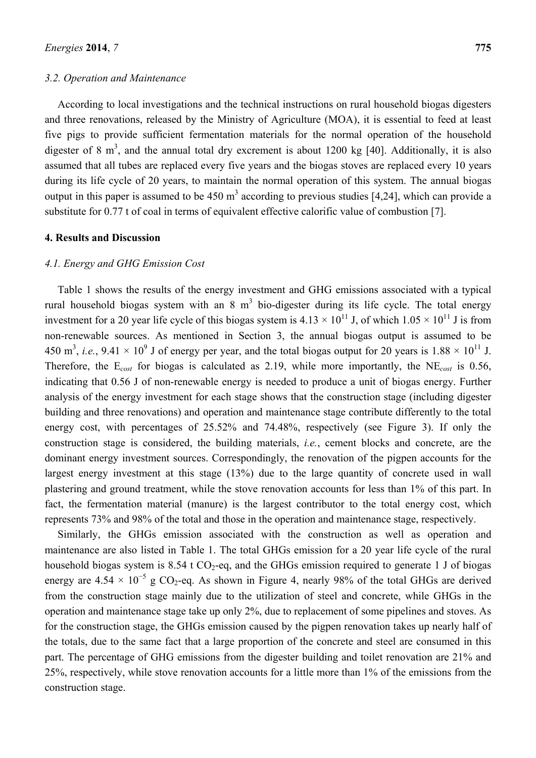### 3.2. Operation and Maintenance

According to local investigations and the technical instructions on rural household biogas digesters and three renovations, released by the Ministry of Agriculture (MOA), it is essential to feed at least five pigs to provide sufficient fermentation materials for the normal operation of the household digester of 8 $m^3$, and the annual total dry excrement is about 1200 kg [40]. Additionally, it is also assumed that all tubes are replaced every five years and the biogas stoves are replaced every 10 years during its life cycle of 20 years, to maintain the normal operation of this system. The annual biogas output in this paper is assumed to be 450 $m^3$ according to previous studies [4,24], which can provide a substitute for 0.77 t of coal in terms of equivalent effective calorific value of combustion [7].

## 4. Results and Discussion

### 4.1. Energy and GHG Emission Cost

Table 1 shows the results of the energy investment and GHG emissions associated with a typical rural household biogas system with an 8 $m^3$ bio-digester during its life cycle. The total energy investment for a 20 year life cycle of this biogas system is $4.13 \times 10^{11}$ J, of which $1.05 \times 10^{11}$ J is from non-renewable sources. As mentioned in Section 3, the annual biogas output is assumed to be 450 $m^3$, *i.e.*, $9.41 \times 10^9$ J of energy per year, and the total biogas output for 20 years is $1.88 \times 10^{11}$ J. Therefore, the $E_{cost}$ for biogas is calculated as 2.19, while more importantly, the $NE_{cost}$ is 0.56, indicating that 0.56 J of non-renewable energy is needed to produce a unit of biogas energy. Further analysis of the energy investment for each stage shows that the construction stage (including digester building and three renovations) and operation and maintenance stage contribute differently to the total energy cost, with percentages of 25.52% and 74.48%, respectively (see Figure 3). If only the construction stage is considered, the building materials, *i.e.*, cement blocks and concrete, are the dominant energy investment sources. Correspondingly, the renovation of the pigpen accounts for the largest energy investment at this stage (13%) due to the large quantity of concrete used in wall plastering and ground treatment, while the stove renovation accounts for less than 1% of this part. In fact, the fermentation material (manure) is the largest contributor to the total energy cost, which represents 73% and 98% of the total and those in the operation and maintenance stage, respectively.

Similarly, the GHGs emission associated with the construction as well as operation and maintenance are also listed in Table 1. The total GHGs emission for a 20 year life cycle of the rural household biogas system is 8.54 t $CO_2$-eq, and the GHGs emission required to generate 1 J of biogas energy are $4.54 \times 10^{-5}$ g $CO_2$-eq. As shown in Figure 4, nearly 98% of the total GHGs are derived from the construction stage mainly due to the utilization of steel and concrete, while GHGs in the operation and maintenance stage take up only 2%, due to replacement of some pipelines and stoves. As for the construction stage, the GHGs emission caused by the pigpen renovation takes up nearly half of the totals, due to the same fact that a large proportion of the concrete and steel are consumed in this part. The percentage of GHG emissions from the digester building and toilet renovation are 21% and 25%, respectively, while stove renovation accounts for a little more than 1% of the emissions from the construction stage.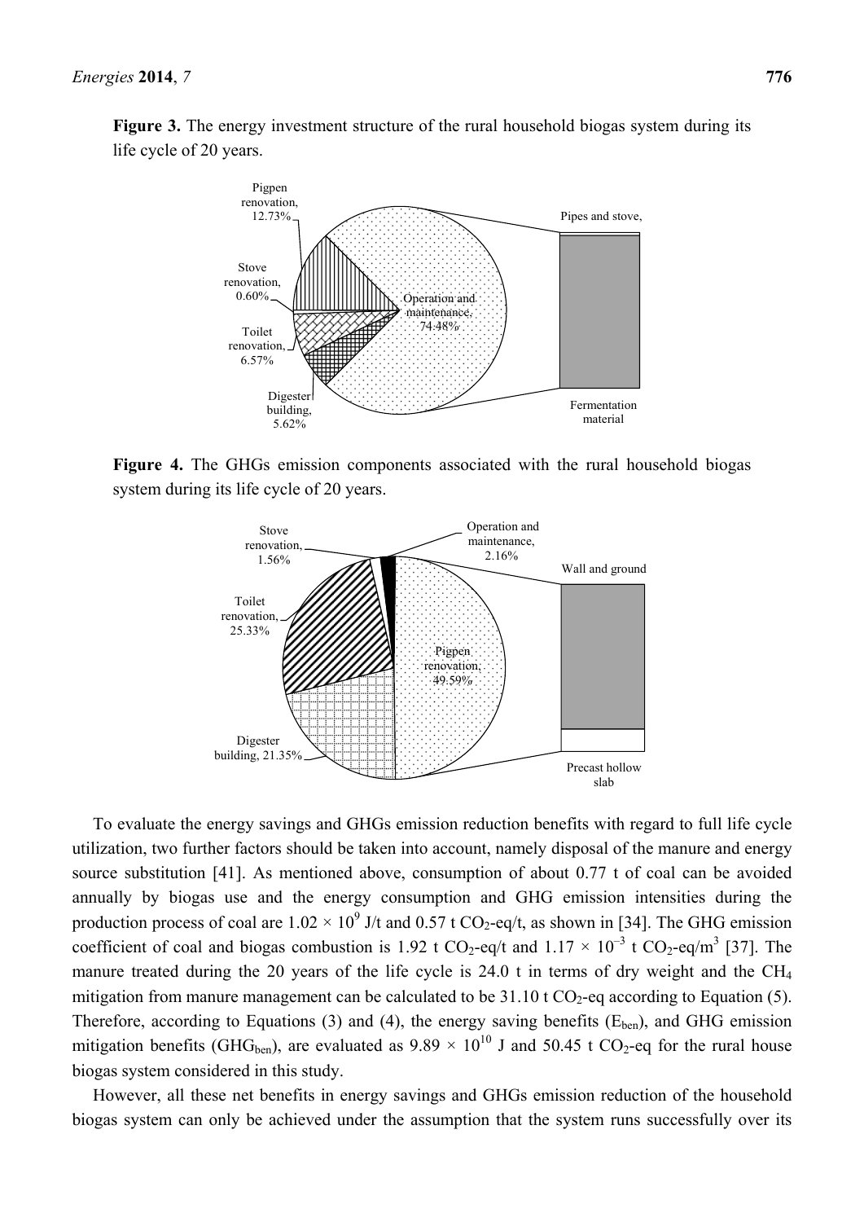**Figure 3.** The energy investment structure of the rural household biogas system during its life cycle of 20 years.

Pigpen renovation, 12.73%

Stove renovation, 0.60%

Toilet renovation, 6.57%

Digester building, 5.62%

Operation and maintenance, 74.48%

Pipes and stove,

Fermentation material

**Figure 4.** The GHGs emission components associated with the rural household biogas system during its life cycle of 20 years.

Stove renovation, 1.56%

Toilet renovation, 25.33%

Digester building, 21.35%

Operation and maintenance, 2.16%

Pigpen renovation, 49.59%

Wall and ground

Precast hollow slab

To evaluate the energy savings and GHGs emission reduction benefits with regard to full life cycle utilization, two further factors should be taken into account, namely disposal of the manure and energy source substitution [41]. As mentioned above, consumption of about 0.77 t of coal can be avoided annually by biogas use and the energy consumption and GHG emission intensities during the production process of coal are $1.02 \times 10^9$ J/t and 0.57 t $CO_2$-eq/t, as shown in [34]. The GHG emission coefficient of coal and biogas combustion is 1.92 t $CO_2$-eq/t and $1.17 \times 10^{-3}$ t $CO_2$-eq/$m^3$ [37]. The manure treated during the 20 years of the life cycle is 24.0 t in terms of dry weight and the $CH_4$ mitigation from manure management can be calculated to be 31.10 t $CO_2$-eq according to Equation (5). Therefore, according to Equations (3) and (4), the energy saving benefits ($E_{ben}$), and GHG emission mitigation benefits ($GHG_{ben}$), are evaluated as $9.89 \times 10^{10}$ J and 50.45 t $CO_2$-eq for the rural house biogas system considered in this study.

However, all these net benefits in energy savings and GHGs emission reduction of the household biogas system can only be achieved under the assumption that the system runs successfully over its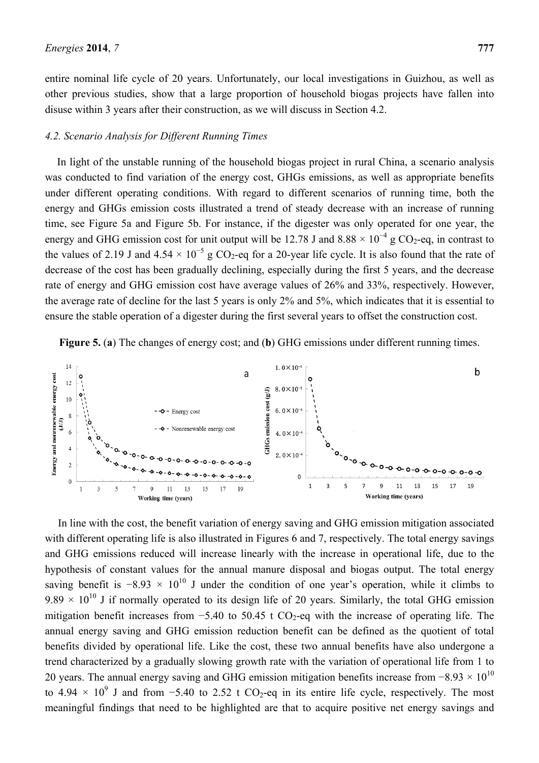entire nominal life cycle of 20 years. Unfortunately, our local investigations in Guizhou, as well as other previous studies, show that a large proportion of household biogas projects have fallen into disuse within 3 years after their construction, as we will discuss in Section 4.2.

### *4.2. Scenario Analysis for Different Running Times*

In light of the unstable running of the household biogas project in rural China, a scenario analysis was conducted to find variation of the energy cost, GHGs emissions, as well as appropriate benefits under different operating conditions. With regard to different scenarios of running time, both the energy and GHGs emission costs illustrated a trend of steady decrease with an increase of running time, see Figure 5a and Figure 5b. For instance, if the digester was only operated for one year, the energy and GHG emission cost for unit output will be 12.78 J and $8.88 \times 10^{-4}$ g $CO_2$-eq, in contrast to the values of 2.19 J and $4.54 \times 10^{-5}$ g $CO_2$-eq for a 20-year life cycle. It is also found that the rate of decrease of the cost has been gradually declining, especially during the first 5 years, and the decrease rate of energy and GHG emission cost have average values of 26% and 33%, respectively. However, the average rate of decline for the last 5 years is only 2% and 5%, which indicates that it is essential to ensure the stable operation of a digester during the first several years to offset the construction cost.

**Figure 5.** (**a**) The changes of energy cost; and (**b**) GHG emissions under different running times.

In line with the cost, the benefit variation of energy saving and GHG emission mitigation associated with different operating life is also illustrated in Figures 6 and 7, respectively. The total energy savings and GHG emissions reduced will increase linearly with the increase in operational life, due to the hypothesis of constant values for the annual manure disposal and biogas output. The total energy saving benefit is $-8.93 \times 10^{10}$ J under the condition of one year's operation, while it climbs to $9.89 \times 10^{10}$ J if normally operated to its design life of 20 years. Similarly, the total GHG emission mitigation benefit increases from −5.40 to 50.45 t $CO_2$-eq with the increase of operating life. The annual energy saving and GHG emission reduction benefit can be defined as the quotient of total benefits divided by operational life. Like the cost, these two annual benefits have also undergone a trend characterized by a gradually slowing growth rate with the variation of operational life from 1 to 20 years. The annual energy saving and GHG emission mitigation benefits increase from $-8.93 \times 10^{10}$ to $4.94 \times 10^{9}$ J and from −5.40 to 2.52 t $CO_2$-eq in its entire life cycle, respectively. The most meaningful findings that need to be highlighted are that to acquire positive net energy savings and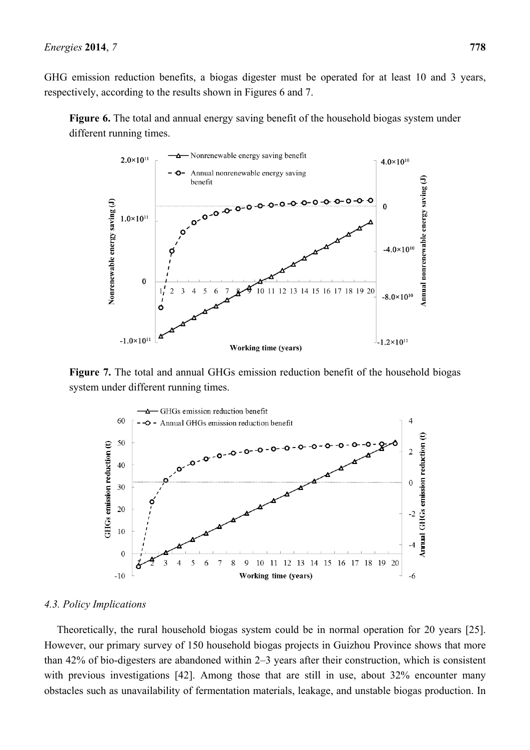GHG emission reduction benefits, a biogas digester must be operated for at least 10 and 3 years, respectively, according to the results shown in Figures 6 and 7.

**Figure 6.** The total and annual energy saving benefit of the household biogas system under different running times.

**Figure 7.** The total and annual GHGs emission reduction benefit of the household biogas system under different running times.

### *4.3. Policy Implications*

Theoretically, the rural household biogas system could be in normal operation for 20 years [25]. However, our primary survey of 150 household biogas projects in Guizhou Province shows that more than 42% of bio-digesters are abandoned within 2–3 years after their construction, which is consistent with previous investigations [42]. Among those that are still in use, about 32% encounter many obstacles such as unavailability of fermentation materials, leakage, and unstable biogas production. In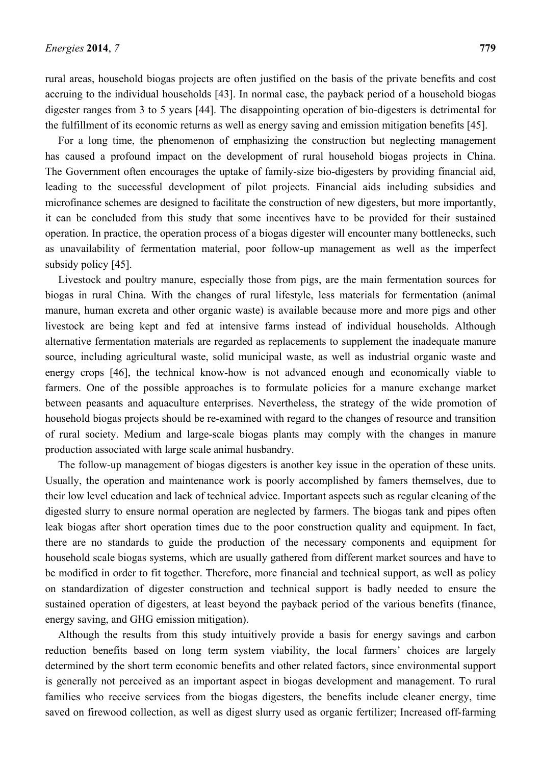rural areas, household biogas projects are often justified on the basis of the private benefits and cost accruing to the individual households [43]. In normal case, the payback period of a household biogas digester ranges from 3 to 5 years [44]. The disappointing operation of bio-digesters is detrimental for the fulfillment of its economic returns as well as energy saving and emission mitigation benefits [45].

For a long time, the phenomenon of emphasizing the construction but neglecting management has caused a profound impact on the development of rural household biogas projects in China. The Government often encourages the uptake of family-size bio-digesters by providing financial aid, leading to the successful development of pilot projects. Financial aids including subsidies and microfinance schemes are designed to facilitate the construction of new digesters, but more importantly, it can be concluded from this study that some incentives have to be provided for their sustained operation. In practice, the operation process of a biogas digester will encounter many bottlenecks, such as unavailability of fermentation material, poor follow-up management as well as the imperfect subsidy policy [45].

Livestock and poultry manure, especially those from pigs, are the main fermentation sources for biogas in rural China. With the changes of rural lifestyle, less materials for fermentation (animal manure, human excreta and other organic waste) is available because more and more pigs and other livestock are being kept and fed at intensive farms instead of individual households. Although alternative fermentation materials are regarded as replacements to supplement the inadequate manure source, including agricultural waste, solid municipal waste, as well as industrial organic waste and energy crops [46], the technical know-how is not advanced enough and economically viable to farmers. One of the possible approaches is to formulate policies for a manure exchange market between peasants and aquaculture enterprises. Nevertheless, the strategy of the wide promotion of household biogas projects should be re-examined with regard to the changes of resource and transition of rural society. Medium and large-scale biogas plants may comply with the changes in manure production associated with large scale animal husbandry.

The follow-up management of biogas digesters is another key issue in the operation of these units. Usually, the operation and maintenance work is poorly accomplished by famers themselves, due to their low level education and lack of technical advice. Important aspects such as regular cleaning of the digested slurry to ensure normal operation are neglected by farmers. The biogas tank and pipes often leak biogas after short operation times due to the poor construction quality and equipment. In fact, there are no standards to guide the production of the necessary components and equipment for household scale biogas systems, which are usually gathered from different market sources and have to be modified in order to fit together. Therefore, more financial and technical support, as well as policy on standardization of digester construction and technical support is badly needed to ensure the sustained operation of digesters, at least beyond the payback period of the various benefits (finance, energy saving, and GHG emission mitigation).

Although the results from this study intuitively provide a basis for energy savings and carbon reduction benefits based on long term system viability, the local farmers' choices are largely determined by the short term economic benefits and other related factors, since environmental support is generally not perceived as an important aspect in biogas development and management. To rural families who receive services from the biogas digesters, the benefits include cleaner energy, time saved on firewood collection, as well as digest slurry used as organic fertilizer; Increased off-farming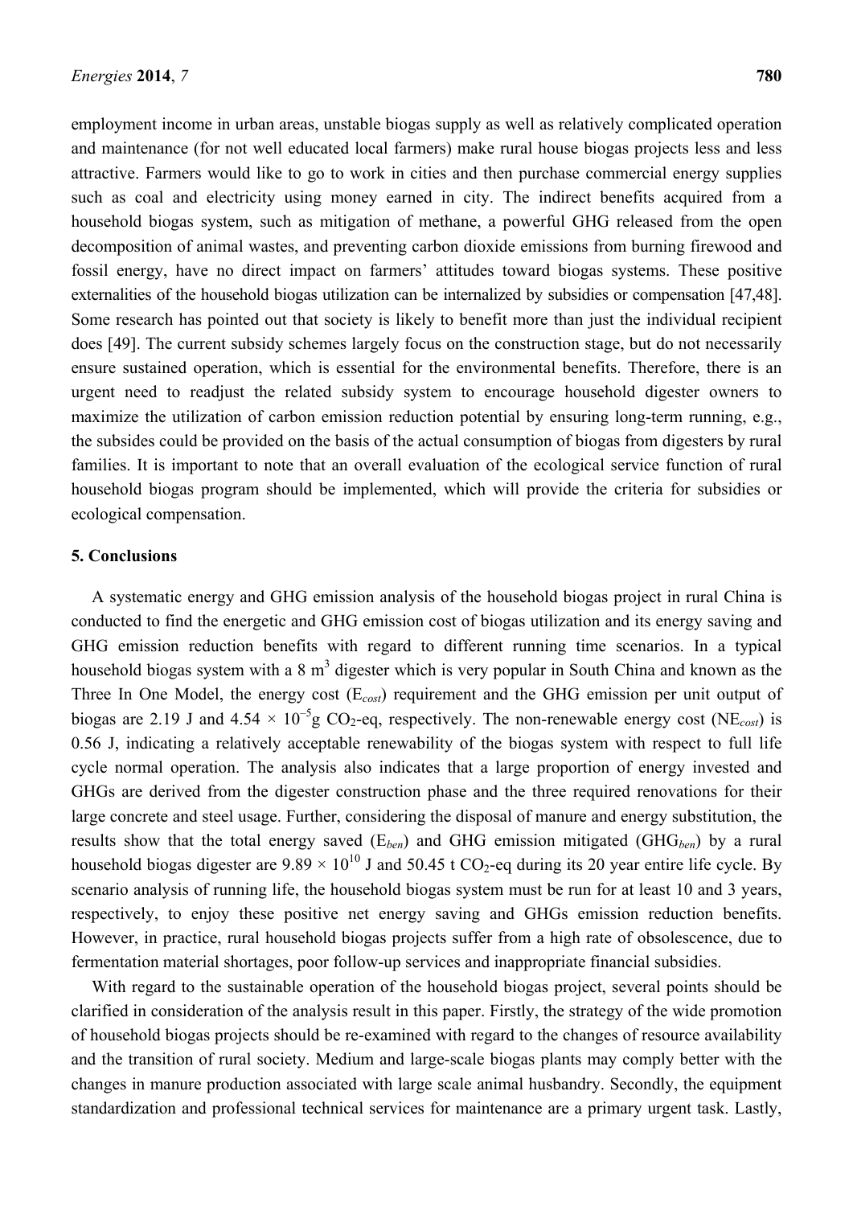employment income in urban areas, unstable biogas supply as well as relatively complicated operation and maintenance (for not well educated local farmers) make rural house biogas projects less and less attractive. Farmers would like to go to work in cities and then purchase commercial energy supplies such as coal and electricity using money earned in city. The indirect benefits acquired from a household biogas system, such as mitigation of methane, a powerful GHG released from the open decomposition of animal wastes, and preventing carbon dioxide emissions from burning firewood and fossil energy, have no direct impact on farmers' attitudes toward biogas systems. These positive externalities of the household biogas utilization can be internalized by subsidies or compensation [47,48]. Some research has pointed out that society is likely to benefit more than just the individual recipient does [49]. The current subsidy schemes largely focus on the construction stage, but do not necessarily ensure sustained operation, which is essential for the environmental benefits. Therefore, there is an urgent need to readjust the related subsidy system to encourage household digester owners to maximize the utilization of carbon emission reduction potential by ensuring long-term running, e.g., the subsides could be provided on the basis of the actual consumption of biogas from digesters by rural families. It is important to note that an overall evaluation of the ecological service function of rural household biogas program should be implemented, which will provide the criteria for subsidies or ecological compensation.

## 5. Conclusions

A systematic energy and GHG emission analysis of the household biogas project in rural China is conducted to find the energetic and GHG emission cost of biogas utilization and its energy saving and GHG emission reduction benefits with regard to different running time scenarios. In a typical household biogas system with a 8 $m^3$ digester which is very popular in South China and known as the Three In One Model, the energy cost ($E_{cost}$) requirement and the GHG emission per unit output of biogas are 2.19 J and $4.54 \times 10^{-5}$g $CO_2$-eq, respectively. The non-renewable energy cost ($NE_{cost}$) is 0.56 J, indicating a relatively acceptable renewability of the biogas system with respect to full life cycle normal operation. The analysis also indicates that a large proportion of energy invested and GHGs are derived from the digester construction phase and the three required renovations for their large concrete and steel usage. Further, considering the disposal of manure and energy substitution, the results show that the total energy saved ($E_{ben}$) and GHG emission mitigated ($GHG_{ben}$) by a rural household biogas digester are $9.89 \times 10^{10}$ J and 50.45 t $CO_2$-eq during its 20 year entire life cycle. By scenario analysis of running life, the household biogas system must be run for at least 10 and 3 years, respectively, to enjoy these positive net energy saving and GHGs emission reduction benefits. However, in practice, rural household biogas projects suffer from a high rate of obsolescence, due to fermentation material shortages, poor follow-up services and inappropriate financial subsidies.

With regard to the sustainable operation of the household biogas project, several points should be clarified in consideration of the analysis result in this paper. Firstly, the strategy of the wide promotion of household biogas projects should be re-examined with regard to the changes of resource availability and the transition of rural society. Medium and large-scale biogas plants may comply better with the changes in manure production associated with large scale animal husbandry. Secondly, the equipment standardization and professional technical services for maintenance are a primary urgent task. Lastly,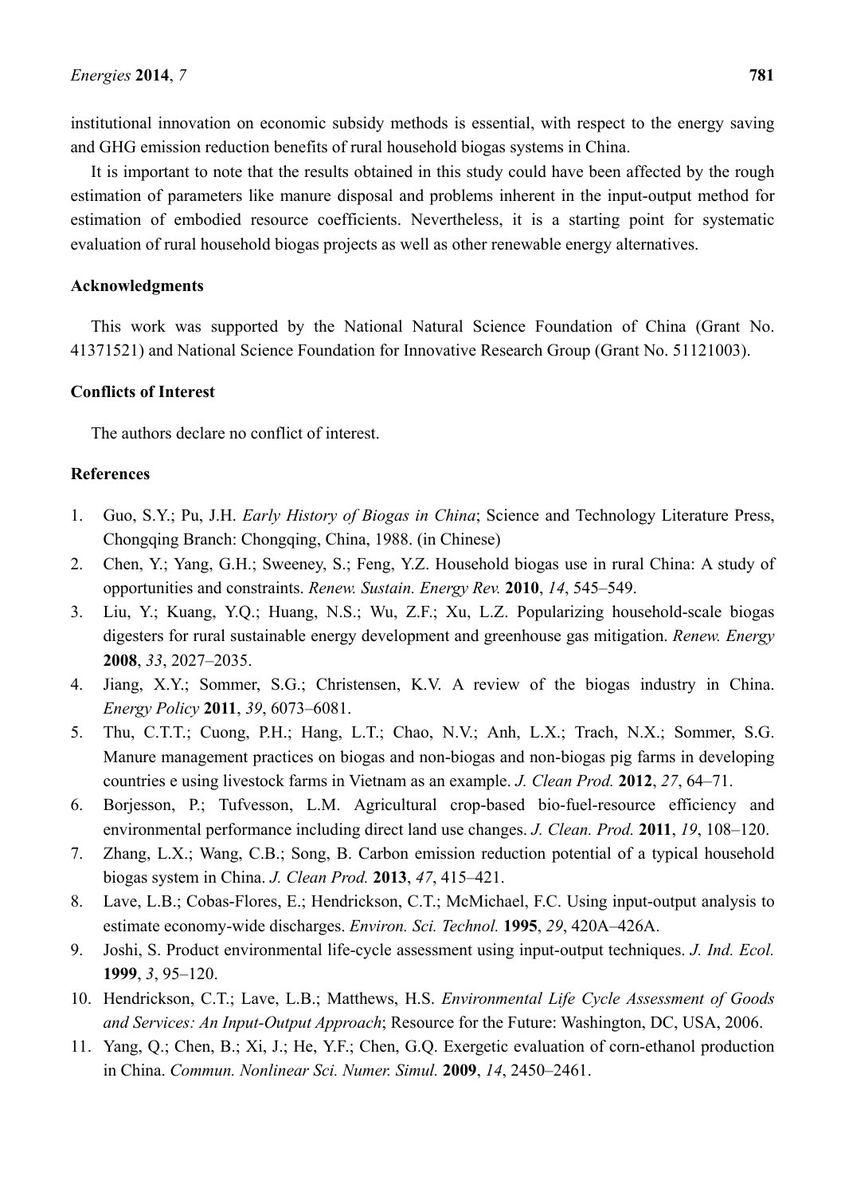institutional innovation on economic subsidy methods is essential, with respect to the energy saving and GHG emission reduction benefits of rural household biogas systems in China.

It is important to note that the results obtained in this study could have been affected by the rough estimation of parameters like manure disposal and problems inherent in the input-output method for estimation of embodied resource coefficients. Nevertheless, it is a starting point for systematic evaluation of rural household biogas projects as well as other renewable energy alternatives.

## Acknowledgments

This work was supported by the National Natural Science Foundation of China (Grant No. 41371521) and National Science Foundation for Innovative Research Group (Grant No. 51121003).

## Conflicts of Interest

The authors declare no conflict of interest.

## References

1. Guo, S.Y.; Pu, J.H. *Early History of Biogas in China*; Science and Technology Literature Press, Chongqing Branch: Chongqing, China, 1988. (in Chinese)
2. Chen, Y.; Yang, G.H.; Sweeney, S.; Feng, Y.Z. Household biogas use in rural China: A study of opportunities and constraints. *Renew. Sustain. Energy Rev.* **2010**, *14*, 545–549.
3. Liu, Y.; Kuang, Y.Q.; Huang, N.S.; Wu, Z.F.; Xu, L.Z. Popularizing household-scale biogas digesters for rural sustainable energy development and greenhouse gas mitigation. *Renew. Energy* **2008**, *33*, 2027–2035.
4. Jiang, X.Y.; Sommer, S.G.; Christensen, K.V. A review of the biogas industry in China. *Energy Policy* **2011**, *39*, 6073–6081.
5. Thu, C.T.T.; Cuong, P.H.; Hang, L.T.; Chao, N.V.; Anh, L.X.; Trach, N.X.; Sommer, S.G. Manure management practices on biogas and non-biogas and non-biogas pig farms in developing countries e using livestock farms in Vietnam as an example. *J. Clean Prod.* **2012**, *27*, 64–71.
6. Borjesson, P.; Tufvesson, L.M. Agricultural crop-based bio-fuel-resource efficiency and environmental performance including direct land use changes. *J. Clean. Prod.* **2011**, *19*, 108–120.
7. Zhang, L.X.; Wang, C.B.; Song, B. Carbon emission reduction potential of a typical household biogas system in China. *J. Clean Prod.* **2013**, *47*, 415–421.
8. Lave, L.B.; Cobas-Flores, E.; Hendrickson, C.T.; McMichael, F.C. Using input-output analysis to estimate economy-wide discharges. *Environ. Sci. Technol.* **1995**, *29*, 420A–426A.
9. Joshi, S. Product environmental life-cycle assessment using input-output techniques. *J. Ind. Ecol.* **1999**, *3*, 95–120.
10. Hendrickson, C.T.; Lave, L.B.; Matthews, H.S. *Environmental Life Cycle Assessment of Goods and Services: An Input-Output Approach*; Resource for the Future: Washington, DC, USA, 2006.
11. Yang, Q.; Chen, B.; Xi, J.; He, Y.F.; Chen, G.Q. Exergetic evaluation of corn-ethanol production in China. *Commun. Nonlinear Sci. Numer. Simul.* **2009**, *14*, 2450–2461.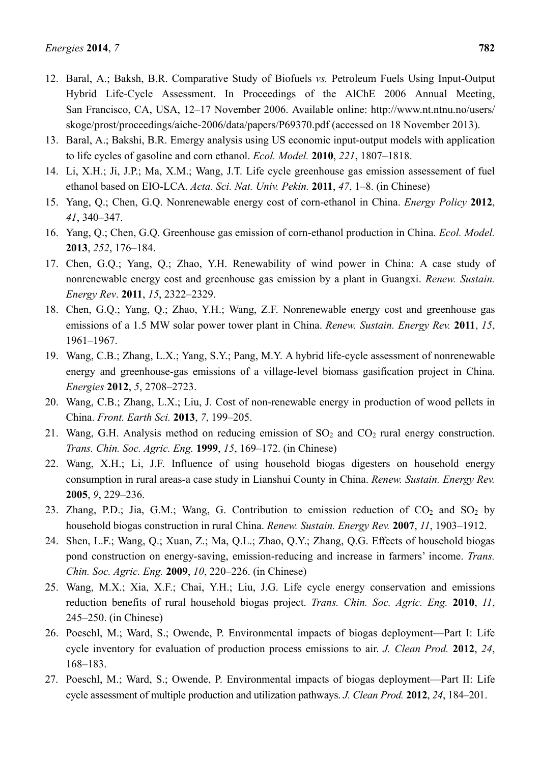12. Baral, A.; Baksh, B.R. Comparative Study of Biofuels *vs.* Petroleum Fuels Using Input-Output Hybrid Life-Cycle Assessment. In Proceedings of the AlChE 2006 Annual Meeting, San Francisco, CA, USA, 12–17 November 2006. Available online: http://www.nt.ntnu.no/users/skoge/prost/proceedings/aiche-2006/data/papers/P69370.pdf (accessed on 18 November 2013).
13. Baral, A.; Bakshi, B.R. Emergy analysis using US economic input-output models with application to life cycles of gasoline and corn ethanol. *Ecol. Model.* **2010**, *221*, 1807–1818.
14. Li, X.H.; Ji, J.P.; Ma, X.M.; Wang, J.T. Life cycle greenhouse gas emission assessement of fuel ethanol based on EIO-LCA. *Acta. Sci. Nat. Univ. Pekin.* **2011**, *47*, 1–8. (in Chinese)
15. Yang, Q.; Chen, G.Q. Nonrenewable energy cost of corn-ethanol in China. *Energy Policy* **2012**, *41*, 340–347.
16. Yang, Q.; Chen, G.Q. Greenhouse gas emission of corn-ethanol production in China. *Ecol. Model.* **2013**, *252*, 176–184.
17. Chen, G.Q.; Yang, Q.; Zhao, Y.H. Renewability of wind power in China: A case study of nonrenewable energy cost and greenhouse gas emission by a plant in Guangxi. *Renew. Sustain. Energy Rev*. **2011**, *15*, 2322–2329.
18. Chen, G.Q.; Yang, Q.; Zhao, Y.H.; Wang, Z.F. Nonrenewable energy cost and greenhouse gas emissions of a 1.5 MW solar power tower plant in China. *Renew. Sustain. Energy Rev.* **2011**, *15*, 1961–1967.
19. Wang, C.B.; Zhang, L.X.; Yang, S.Y.; Pang, M.Y. A hybrid life-cycle assessment of nonrenewable energy and greenhouse-gas emissions of a village-level biomass gasification project in China. *Energies* **2012**, *5*, 2708–2723.
20. Wang, C.B.; Zhang, L.X.; Liu, J. Cost of non-renewable energy in production of wood pellets in China. *Front. Earth Sci.* **2013**, *7*, 199–205.
21. Wang, G.H. Analysis method on reducing emission of $SO_2$ and $CO_2$ rural energy construction. *Trans. Chin. Soc. Agric. Eng.* **1999**, *15*, 169–172. (in Chinese)
22. Wang, X.H.; Li, J.F. Influence of using household biogas digesters on household energy consumption in rural areas-a case study in Lianshui County in China. *Renew. Sustain. Energy Rev.* **2005**, *9*, 229–236.
23. Zhang, P.D.; Jia, G.M.; Wang, G. Contribution to emission reduction of $CO_2$ and $SO_2$ by household biogas construction in rural China. *Renew. Sustain. Energy Rev.* **2007**, *11*, 1903–1912.
24. Shen, L.F.; Wang, Q.; Xuan, Z.; Ma, Q.L.; Zhao, Q.Y.; Zhang, Q.G. Effects of household biogas pond construction on energy-saving, emission-reducing and increase in farmers' income. *Trans. Chin. Soc. Agric. Eng.* **2009**, *10*, 220–226. (in Chinese)
25. Wang, M.X.; Xia, X.F.; Chai, Y.H.; Liu, J.G. Life cycle energy conservation and emissions reduction benefits of rural household biogas project. *Trans. Chin. Soc. Agric. Eng.* **2010**, *11*, 245–250. (in Chinese)
26. Poeschl, M.; Ward, S.; Owende, P. Environmental impacts of biogas deployment—Part I: Life cycle inventory for evaluation of production process emissions to air. *J. Clean Prod.* **2012**, *24*, 168–183.
27. Poeschl, M.; Ward, S.; Owende, P. Environmental impacts of biogas deployment—Part II: Life cycle assessment of multiple production and utilization pathways. *J. Clean Prod.* **2012**, *24*, 184–201.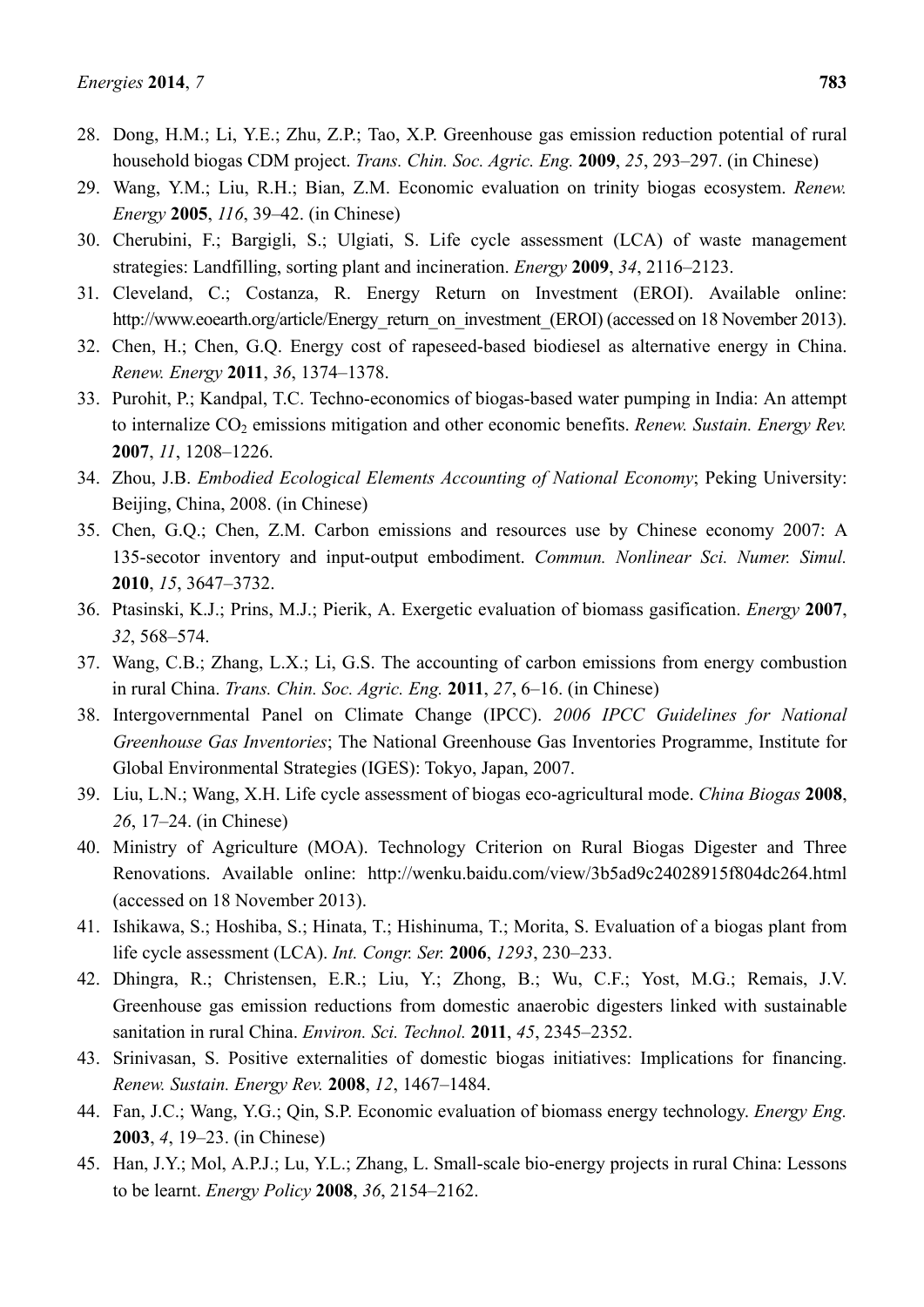28. Dong, H.M.; Li, Y.E.; Zhu, Z.P.; Tao, X.P. Greenhouse gas emission reduction potential of rural household biogas CDM project. *Trans. Chin. Soc. Agric. Eng.* **2009**, *25*, 293–297. (in Chinese)
29. Wang, Y.M.; Liu, R.H.; Bian, Z.M. Economic evaluation on trinity biogas ecosystem. *Renew. Energy* **2005**, *116*, 39–42. (in Chinese)
30. Cherubini, F.; Bargigli, S.; Ulgiati, S. Life cycle assessment (LCA) of waste management strategies: Landfilling, sorting plant and incineration. *Energy* **2009**, *34*, 2116–2123.
31. Cleveland, C.; Costanza, R. Energy Return on Investment (EROI). Available online: http://www.eoearth.org/article/Energy_return_on_investment_(EROI) (accessed on 18 November 2013).
32. Chen, H.; Chen, G.Q. Energy cost of rapeseed-based biodiesel as alternative energy in China. *Renew. Energy* **2011**, *36*, 1374–1378.
33. Purohit, P.; Kandpal, T.C. Techno-economics of biogas-based water pumping in India: An attempt to internalize $CO_2$ emissions mitigation and other economic benefits. *Renew. Sustain. Energy Rev.* **2007**, *11*, 1208–1226.
34. Zhou, J.B. *Embodied Ecological Elements Accounting of National Economy*; Peking University: Beijing, China, 2008. (in Chinese)
35. Chen, G.Q.; Chen, Z.M. Carbon emissions and resources use by Chinese economy 2007: A 135-secotor inventory and input-output embodiment. *Commun. Nonlinear Sci. Numer. Simul.* **2010**, *15*, 3647–3732.
36. Ptasinski, K.J.; Prins, M.J.; Pierik, A. Exergetic evaluation of biomass gasification. *Energy* **2007**, *32*, 568–574.
37. Wang, C.B.; Zhang, L.X.; Li, G.S. The accounting of carbon emissions from energy combustion in rural China. *Trans. Chin. Soc. Agric. Eng.* **2011**, *27*, 6–16. (in Chinese)
38. Intergovernmental Panel on Climate Change (IPCC). *2006 IPCC Guidelines for National Greenhouse Gas Inventories*; The National Greenhouse Gas Inventories Programme, Institute for Global Environmental Strategies (IGES): Tokyo, Japan, 2007.
39. Liu, L.N.; Wang, X.H. Life cycle assessment of biogas eco-agricultural mode. *China Biogas* **2008**, *26*, 17–24. (in Chinese)
40. Ministry of Agriculture (MOA). Technology Criterion on Rural Biogas Digester and Three Renovations. Available online: http://wenku.baidu.com/view/3b5ad9c24028915f804dc264.html (accessed on 18 November 2013).
41. Ishikawa, S.; Hoshiba, S.; Hinata, T.; Hishinuma, T.; Morita, S. Evaluation of a biogas plant from life cycle assessment (LCA). *Int. Congr. Ser.* **2006**, *1293*, 230–233.
42. Dhingra, R.; Christensen, E.R.; Liu, Y.; Zhong, B.; Wu, C.F.; Yost, M.G.; Remais, J.V. Greenhouse gas emission reductions from domestic anaerobic digesters linked with sustainable sanitation in rural China. *Environ. Sci. Technol.* **2011**, *45*, 2345–2352.
43. Srinivasan, S. Positive externalities of domestic biogas initiatives: Implications for financing. *Renew. Sustain. Energy Rev.* **2008**, *12*, 1467–1484.
44. Fan, J.C.; Wang, Y.G.; Qin, S.P. Economic evaluation of biomass energy technology. *Energy Eng.* **2003**, *4*, 19–23. (in Chinese)
45. Han, J.Y.; Mol, A.P.J.; Lu, Y.L.; Zhang, L. Small-scale bio-energy projects in rural China: Lessons to be learnt. *Energy Policy* **2008**, *36*, 2154–2162.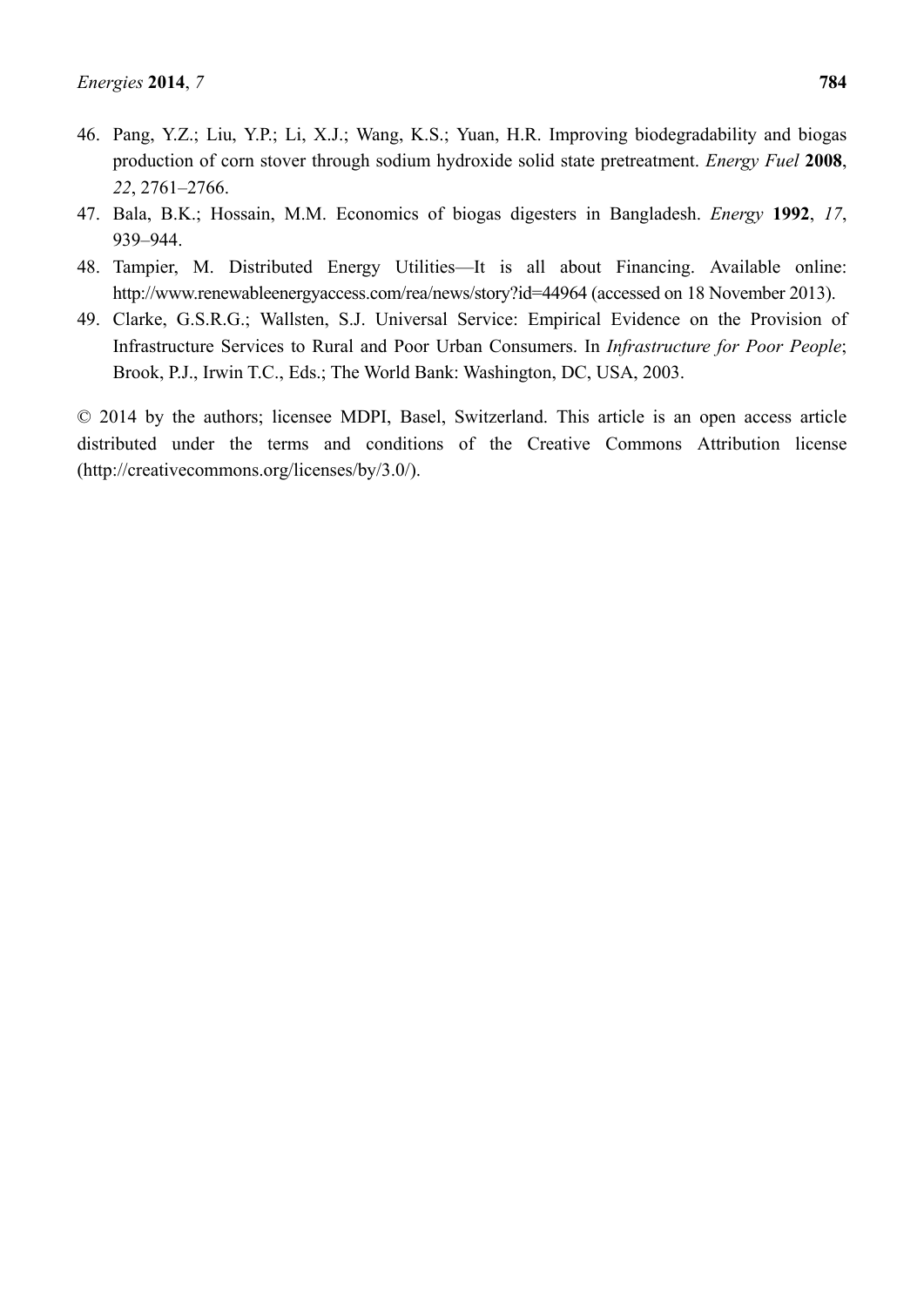46. Pang, Y.Z.; Liu, Y.P.; Li, X.J.; Wang, K.S.; Yuan, H.R. Improving biodegradability and biogas production of corn stover through sodium hydroxide solid state pretreatment. *Energy Fuel* **2008**, *22*, 2761–2766.
47. Bala, B.K.; Hossain, M.M. Economics of biogas digesters in Bangladesh. *Energy* **1992**, *17*, 939–944.
48. Tampier, M. Distributed Energy Utilities—It is all about Financing. Available online: http://www.renewableenergyaccess.com/rea/news/story?id=44964 (accessed on 18 November 2013).
49. Clarke, G.S.R.G.; Wallsten, S.J. Universal Service: Empirical Evidence on the Provision of Infrastructure Services to Rural and Poor Urban Consumers. In *Infrastructure for Poor People*; Brook, P.J., Irwin T.C., Eds.; The World Bank: Washington, DC, USA, 2003.

© 2014 by the authors; licensee MDPI, Basel, Switzerland. This article is an open access article distributed under the terms and conditions of the Creative Commons Attribution license (http://creativecommons.org/licenses/by/3.0/).